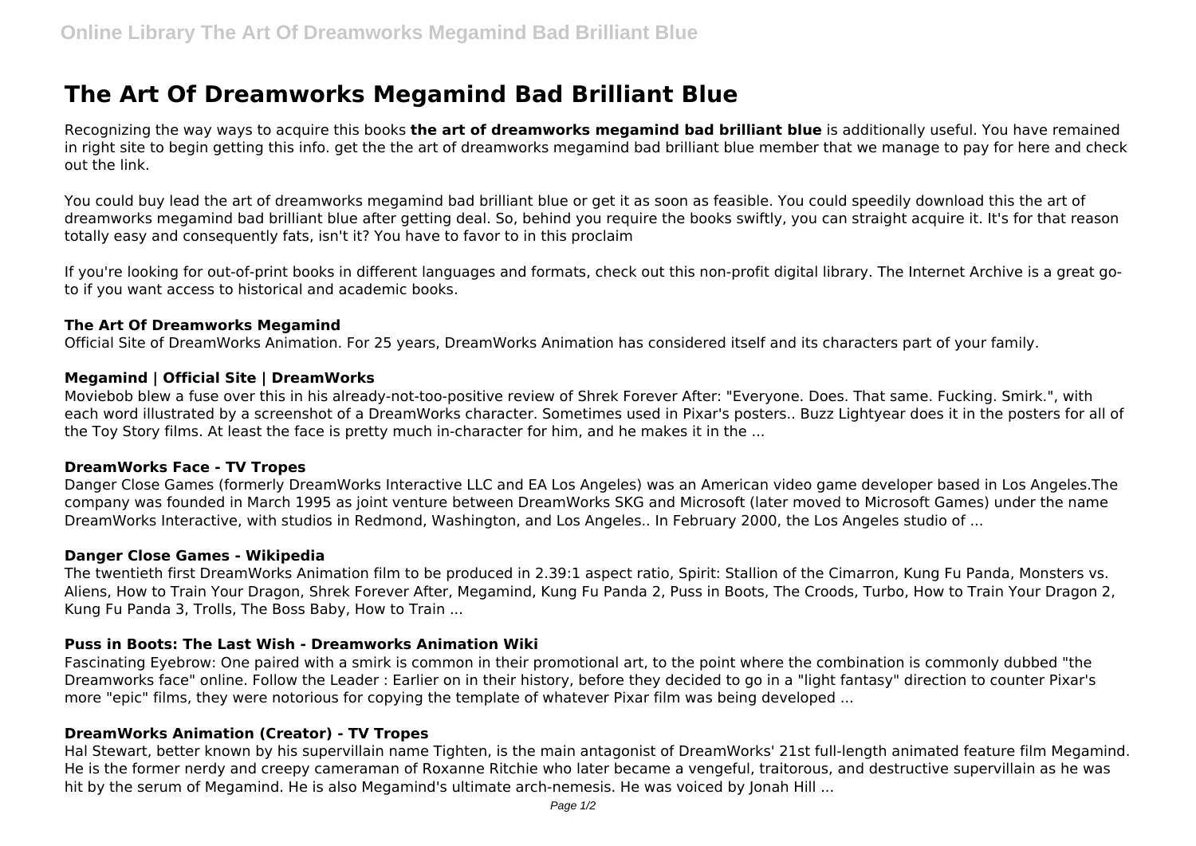# The Art Of Dreamworks Megamind Bad Brilliant Blue

Recognizing the way ways to acquire this books **the art of dreamworks megamind bad brilliant blue** is additionally useful. You have remained in right site to begin getting this info. get the the art of dreamworks megamind bad brilliant blue member that we manage to pay for here and check out the link.

You could buy lead the art of dreamworks megamind bad brilliant blue or get it as soon as feasible. You could speedily download this the art of dreamworks megamind bad brilliant blue after getting deal. So, behind you require the books swiftly, you can straight acquire it. It's for that reason totally easy and consequently fats, isn't it? You have to favor to in this proclaim

If you're looking for out-of-print books in different languages and formats, check out this non-profit digital library. The Internet Archive is a great go-to if you want access to historical and academic books.

### The Art Of Dreamworks Megamind

Official Site of DreamWorks Animation. For 25 years, DreamWorks Animation has considered itself and its characters part of your family.

### Megamind | Official Site | DreamWorks

Moviebob blew a fuse over this in his already-not-too-positive review of Shrek Forever After: "Everyone. Does. That same. Fucking. Smirk.", with each word illustrated by a screenshot of a DreamWorks character. Sometimes used in Pixar's posters.. Buzz Lightyear does it in the posters for all of the Toy Story films. At least the face is pretty much in-character for him, and he makes it in the ...

### DreamWorks Face - TV Tropes

Danger Close Games (formerly DreamWorks Interactive LLC and EA Los Angeles) was an American video game developer based in Los Angeles.The company was founded in March 1995 as joint venture between DreamWorks SKG and Microsoft (later moved to Microsoft Games) under the name DreamWorks Interactive, with studios in Redmond, Washington, and Los Angeles.. In February 2000, the Los Angeles studio of ...

### Danger Close Games - Wikipedia

The twentieth first DreamWorks Animation film to be produced in 2.39:1 aspect ratio, Spirit: Stallion of the Cimarron, Kung Fu Panda, Monsters vs. Aliens, How to Train Your Dragon, Shrek Forever After, Megamind, Kung Fu Panda 2, Puss in Boots, The Croods, Turbo, How to Train Your Dragon 2, Kung Fu Panda 3, Trolls, The Boss Baby, How to Train ...

### Puss in Boots: The Last Wish - Dreamworks Animation Wiki

Fascinating Eyebrow: One paired with a smirk is common in their promotional art, to the point where the combination is commonly dubbed "the Dreamworks face" online. Follow the Leader : Earlier on in their history, before they decided to go in a "light fantasy" direction to counter Pixar's more "epic" films, they were notorious for copying the template of whatever Pixar film was being developed ...

### DreamWorks Animation (Creator) - TV Tropes

Hal Stewart, better known by his supervillain name Tighten, is the main antagonist of DreamWorks' 21st full-length animated feature film Megamind. He is the former nerdy and creepy cameraman of Roxanne Ritchie who later became a vengeful, traitorous, and destructive supervillain as he was hit by the serum of Megamind. He is also Megamind's ultimate arch-nemesis. He was voiced by Jonah Hill ...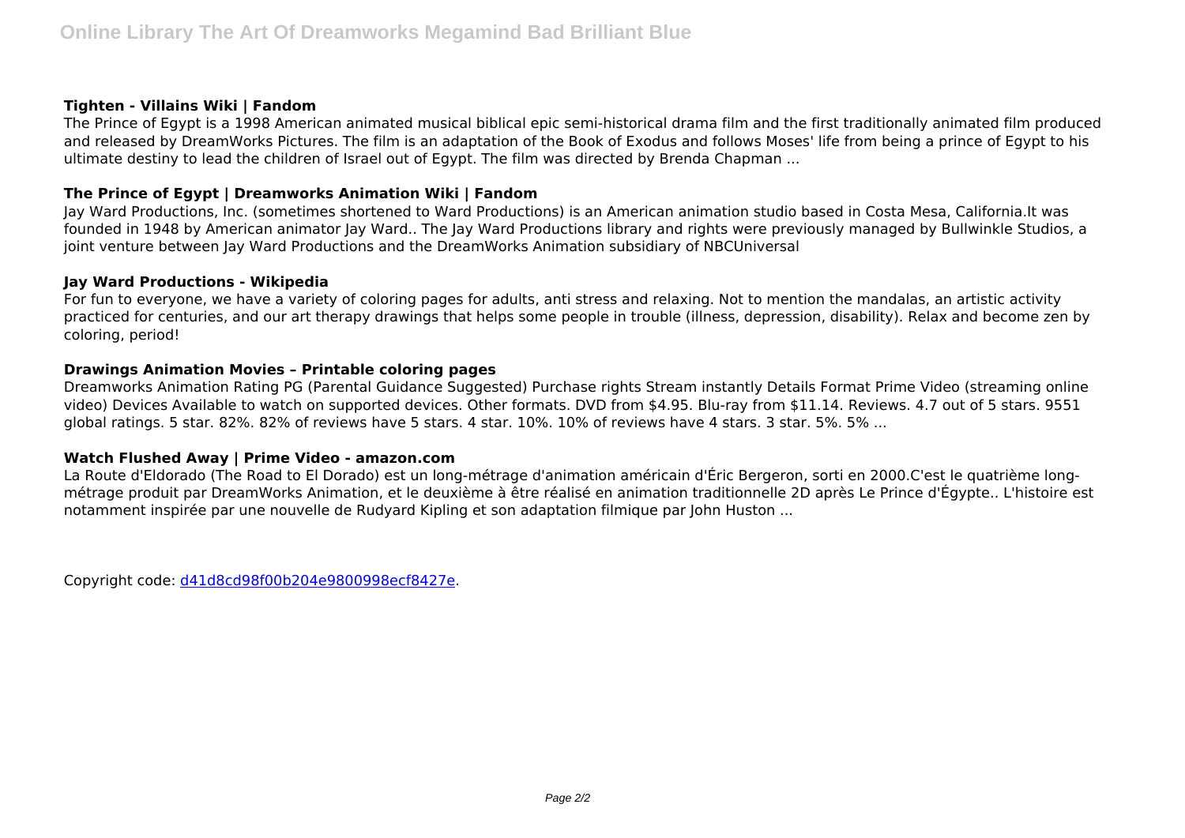### Tighten - Villains Wiki | Fandom

The Prince of Egypt is a 1998 American animated musical biblical epic semi-historical drama film and the first traditionally animated film produced and released by DreamWorks Pictures. The film is an adaptation of the Book of Exodus and follows Moses' life from being a prince of Egypt to his ultimate destiny to lead the children of Israel out of Egypt. The film was directed by Brenda Chapman ...

### The Prince of Egypt | Dreamworks Animation Wiki | Fandom

Jay Ward Productions, Inc. (sometimes shortened to Ward Productions) is an American animation studio based in Costa Mesa, California.It was founded in 1948 by American animator Jay Ward.. The Jay Ward Productions library and rights were previously managed by Bullwinkle Studios, a joint venture between Jay Ward Productions and the DreamWorks Animation subsidiary of NBCUniversal

### Jay Ward Productions - Wikipedia

For fun to everyone, we have a variety of coloring pages for adults, anti stress and relaxing. Not to mention the mandalas, an artistic activity practiced for centuries, and our art therapy drawings that helps some people in trouble (illness, depression, disability). Relax and become zen by coloring, period!

### Drawings Animation Movies – Printable coloring pages

Dreamworks Animation Rating PG (Parental Guidance Suggested) Purchase rights Stream instantly Details Format Prime Video (streaming online video) Devices Available to watch on supported devices. Other formats. DVD from $4.95. Blu-ray from $11.14. Reviews. 4.7 out of 5 stars. 9551 global ratings. 5 star. 82%. 82% of reviews have 5 stars. 4 star. 10%. 10% of reviews have 4 stars. 3 star. 5%. 5% ...

### Watch Flushed Away | Prime Video - amazon.com

La Route d'Eldorado (The Road to El Dorado) est un long-métrage d'animation américain d'Éric Bergeron, sorti en 2000.C'est le quatrième long-métrage produit par DreamWorks Animation, et le deuxième à être réalisé en animation traditionnelle 2D après Le Prince d'Égypte.. L'histoire est notamment inspirée par une nouvelle de Rudyard Kipling et son adaptation filmique par John Huston ...

Copyright code: d41d8cd98f00b204e9800998ecf8427e.